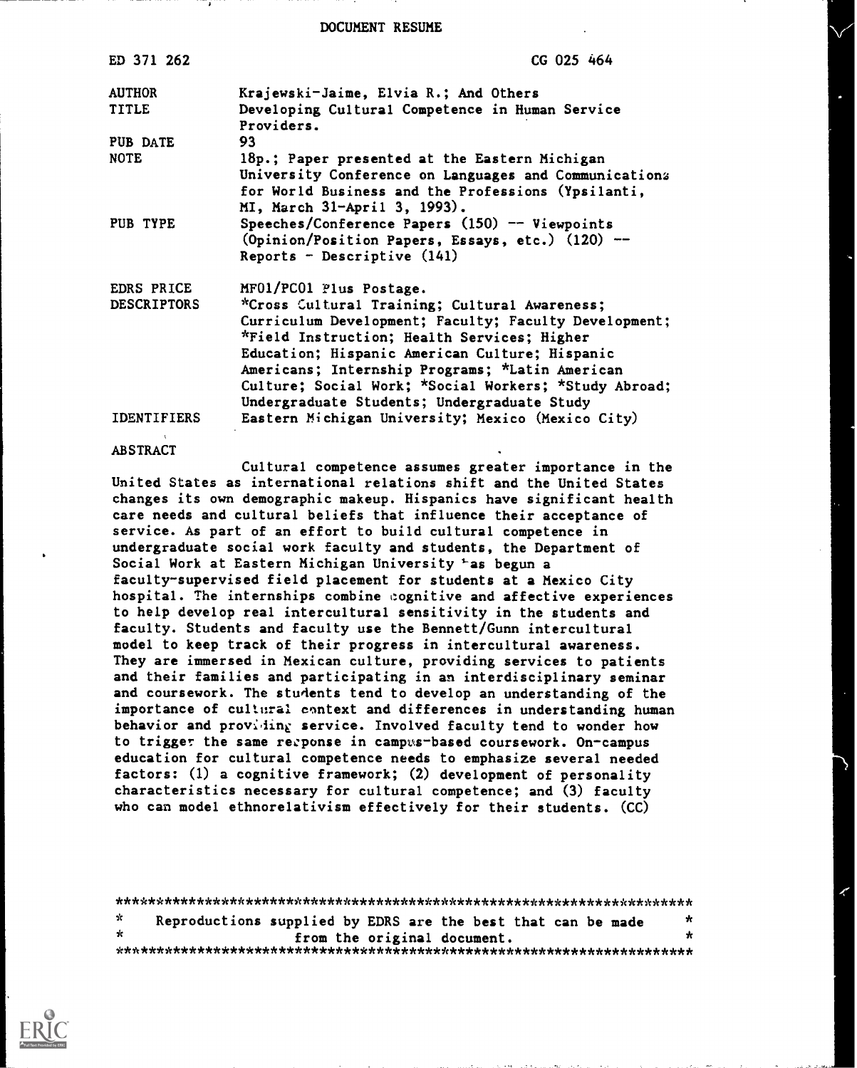# DOCUMENT RESUME

| | |
|---|---|
| ED 371 262 | CG 025 464 |
| AUTHOR | Krajewski-Jaime, Elvia R.; And Others |
| TITLE | Developing Cultural Competence in Human Service Providers. |
| PUB DATE | 93 |
| NOTE | 18p.; Paper presented at the Eastern Michigan University Conference on Languages and Communications for World Business and the Professions (Ypsilanti, MI, March 31-April 3, 1993). |
| PUB TYPE | Speeches/Conference Papers (150) -- Viewpoints (Opinion/Position Papers, Essays, etc.) (120) -- Reports - Descriptive (141) |
| EDRS PRICE | MF01/PC01 Plus Postage. |
| DESCRIPTORS | *Cross Cultural Training; Cultural Awareness; Curriculum Development; Faculty; Faculty Development; *Field Instruction; Health Services; Higher Education; Hispanic American Culture; Hispanic Americans; Internship Programs; *Latin American Culture; Social Work; *Social Workers; *Study Abroad; Undergraduate Students; Undergraduate Study |
| IDENTIFIERS | Eastern Michigan University; Mexico (Mexico City) |

## ABSTRACT

Cultural competence assumes greater importance in the United States as international relations shift and the United States changes its own demographic makeup. Hispanics have significant health care needs and cultural beliefs that influence their acceptance of service. As part of an effort to build cultural competence in undergraduate social work faculty and students, the Department of Social Work at Eastern Michigan University has begun a faculty-supervised field placement for students at a Mexico City hospital. The internships combine cognitive and affective experiences to help develop real intercultural sensitivity in the students and faculty. Students and faculty use the Bennett/Gunn intercultural model to keep track of their progress in intercultural awareness. They are immersed in Mexican culture, providing services to patients and their families and participating in an interdisciplinary seminar and coursework. The students tend to develop an understanding of the importance of cultural context and differences in understanding human behavior and providing service. Involved faculty tend to wonder how to trigger the same response in campus-based coursework. On-campus education for cultural competence needs to emphasize several needed factors: (1) a cognitive framework; (2) development of personality characteristics necessary for cultural competence; and (3) faculty who can model ethnorelativism effectively for their students. (CC)

***********************************************************************
* Reproductions supplied by EDRS are the best that can be made *
* from the original document. *
***********************************************************************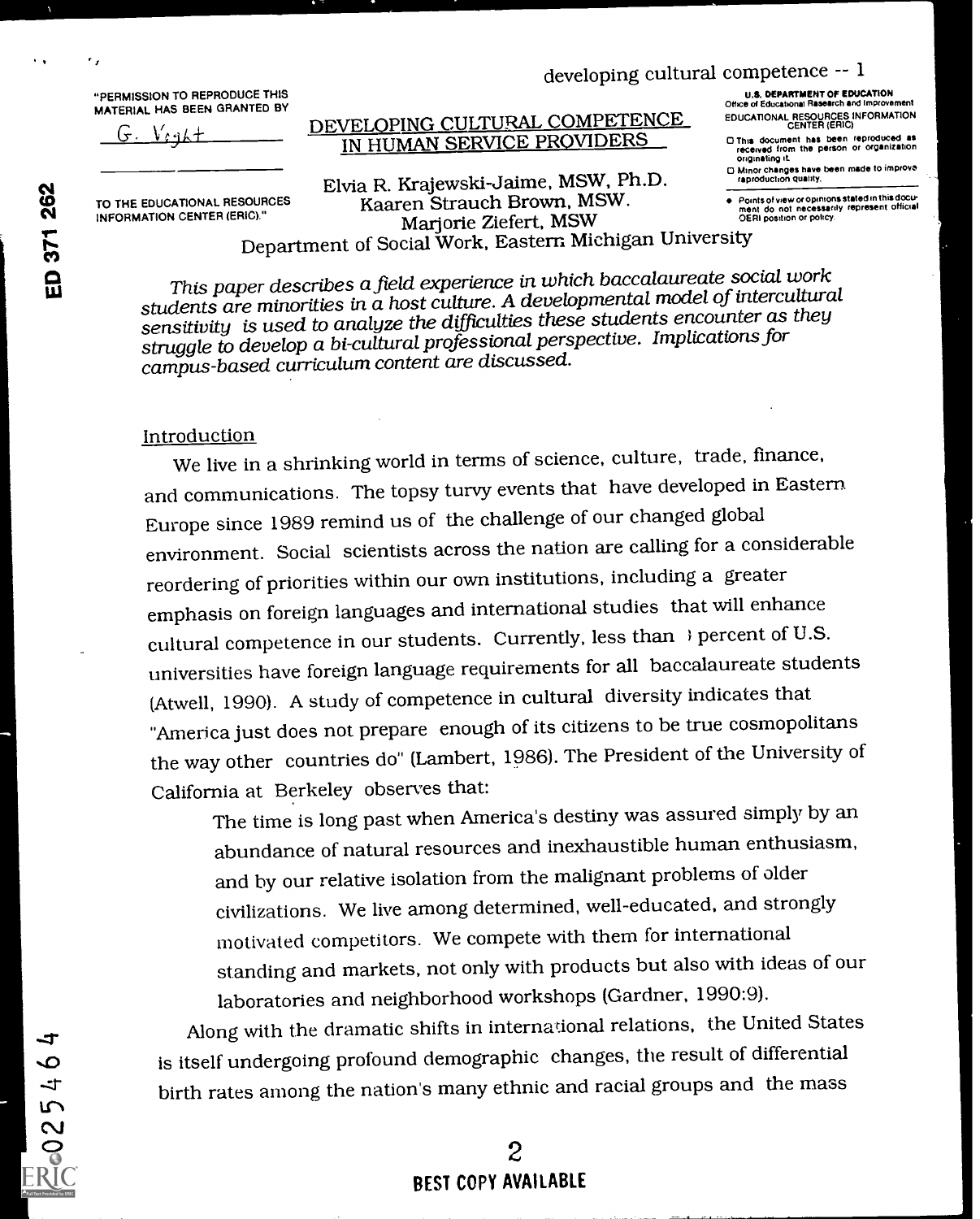# DEVELOPING CULTURAL COMPETENCE IN HUMAN SERVICE PROVIDERS

Elvia R. Krajewski-Jaime, MSW, Ph.D.
Kaaren Strauch Brown, MSW.
Marjorie Ziefert, MSW
Department of Social Work, Eastern Michigan University

*This paper describes a field experience in which baccalaureate social work students are minorities in a host culture. A developmental model of intercultural sensitivity is used to analyze the difficulties these students encounter as they struggle to develop a bi-cultural professional perspective. Implications for campus-based curriculum content are discussed.*

## Introduction

We live in a shrinking world in terms of science, culture, trade, finance, and communications. The topsy turvy events that have developed in Eastern Europe since 1989 remind us of the challenge of our changed global environment. Social scientists across the nation are calling for a considerable reordering of priorities within our own institutions, including a greater emphasis on foreign languages and international studies that will enhance cultural competence in our students. Currently, less than } percent of U.S. universities have foreign language requirements for all baccalaureate students (Atwell, 1990). A study of competence in cultural diversity indicates that "America just does not prepare enough of its citizens to be true cosmopolitans the way other countries do" (Lambert, 1986). The President of the University of California at Berkeley observes that:

> The time is long past when America's destiny was assured simply by an abundance of natural resources and inexhaustible human enthusiasm, and by our relative isolation from the malignant problems of older civilizations. We live among determined, well-educated, and strongly motivated competitors. We compete with them for international standing and markets, not only with products but also with ideas of our laboratories and neighborhood workshops (Gardner, 1990:9).

Along with the dramatic shifts in international relations, the United States is itself undergoing profound demographic changes, the result of differential birth rates among the nation's many ethnic and racial groups and the mass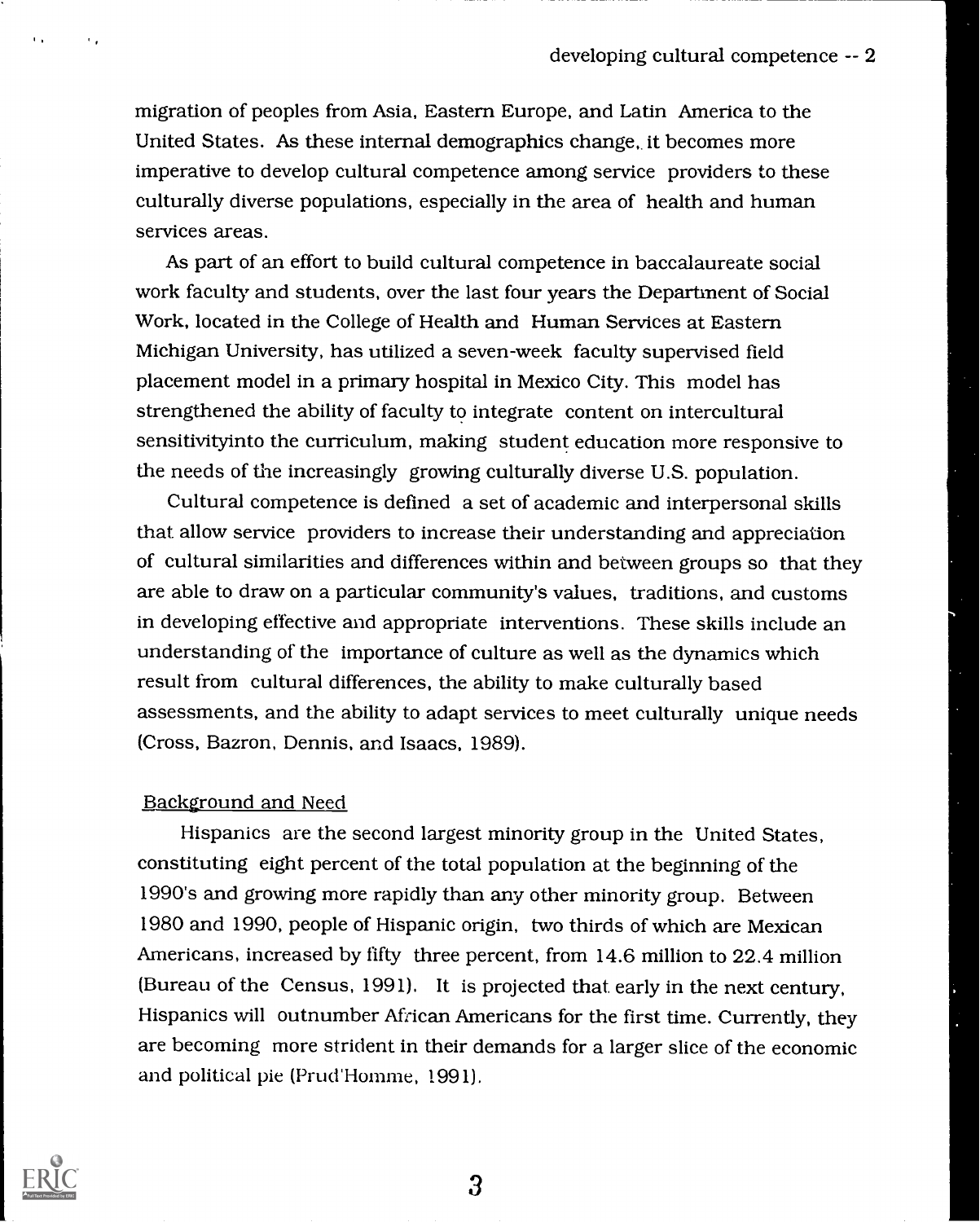migration of peoples from Asia, Eastern Europe, and Latin America to the United States. As these internal demographics change, it becomes more imperative to develop cultural competence among service providers to these culturally diverse populations, especially in the area of health and human services areas.

As part of an effort to build cultural competence in baccalaureate social work faculty and students, over the last four years the Department of Social Work, located in the College of Health and Human Services at Eastern Michigan University, has utilized a seven-week faculty supervised field placement model in a primary hospital in Mexico City. This model has strengthened the ability of faculty to integrate content on intercultural sensitivityinto the curriculum, making student education more responsive to the needs of the increasingly growing culturally diverse U.S. population.

Cultural competence is defined a set of academic and interpersonal skills that allow service providers to increase their understanding and appreciation of cultural similarities and differences within and between groups so that they are able to draw on a particular community's values, traditions, and customs in developing effective and appropriate interventions. These skills include an understanding of the importance of culture as well as the dynamics which result from cultural differences, the ability to make culturally based assessments, and the ability to adapt services to meet culturally unique needs (Cross, Bazron, Dennis, and Isaacs, 1989).

## Background and Need

Hispanics are the second largest minority group in the United States, constituting eight percent of the total population at the beginning of the 1990's and growing more rapidly than any other minority group. Between 1980 and 1990, people of Hispanic origin, two thirds of which are Mexican Americans, increased by fifty three percent, from 14.6 million to 22.4 million (Bureau of the Census, 1991). It is projected that early in the next century, Hispanics will outnumber African Americans for the first time. Currently, they are becoming more strident in their demands for a larger slice of the economic and political pie (Prud'Homme, 1991).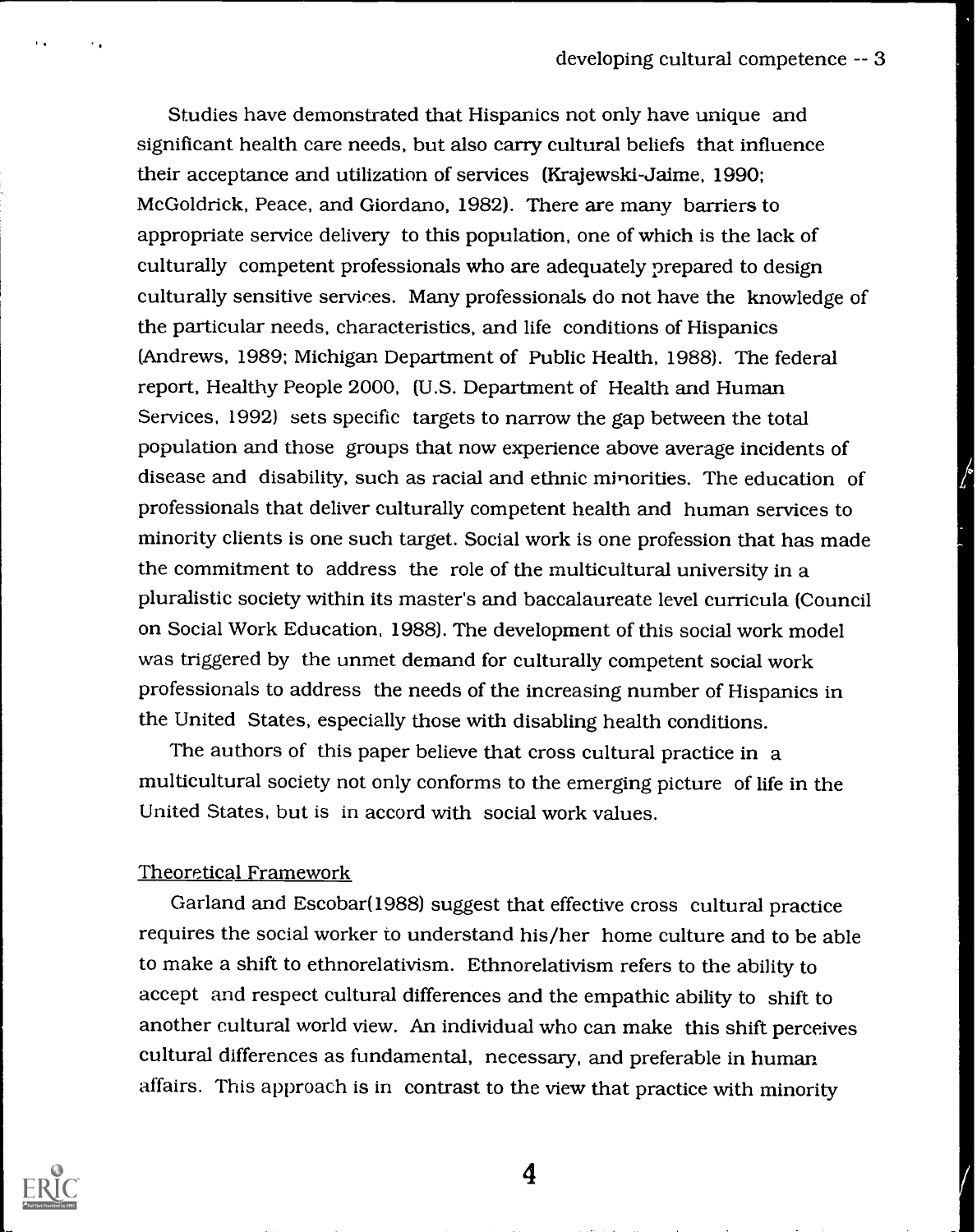Studies have demonstrated that Hispanics not only have unique and significant health care needs, but also carry cultural beliefs that influence their acceptance and utilization of services (Krajewski-Jaime, 1990; McGoldrick, Peace, and Giordano, 1982). There are many barriers to appropriate service delivery to this population, one of which is the lack of culturally competent professionals who are adequately prepared to design culturally sensitive services. Many professionals do not have the knowledge of the particular needs, characteristics, and life conditions of Hispanics (Andrews, 1989; Michigan Department of Public Health, 1988). The federal report, Healthy People 2000, (U.S. Department of Health and Human Services, 1992) sets specific targets to narrow the gap between the total population and those groups that now experience above average incidents of disease and disability, such as racial and ethnic minorities. The education of professionals that deliver culturally competent health and human services to minority clients is one such target. Social work is one profession that has made the commitment to address the role of the multicultural university in a pluralistic society within its master's and baccalaureate level curricula (Council on Social Work Education, 1988). The development of this social work model was triggered by the unmet demand for culturally competent social work professionals to address the needs of the increasing number of Hispanics in the United States, especially those with disabling health conditions.

The authors of this paper believe that cross cultural practice in a multicultural society not only conforms to the emerging picture of life in the United States, but is in accord with social work values.

## Theoretical Framework

Garland and Escobar(1988) suggest that effective cross cultural practice requires the social worker to understand his/her home culture and to be able to make a shift to ethnorelativism. Ethnorelativism refers to the ability to accept and respect cultural differences and the empathic ability to shift to another cultural world view. An individual who can make this shift perceives cultural differences as fundamental, necessary, and preferable in human affairs. This approach is in contrast to the view that practice with minority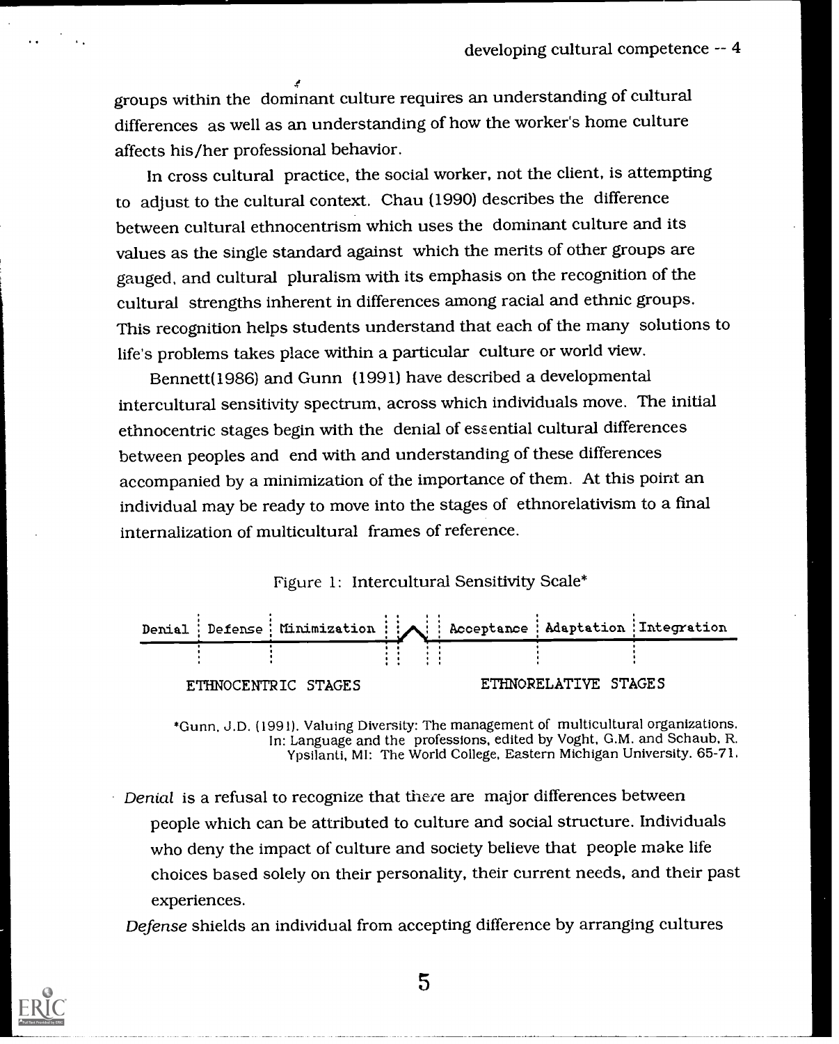groups within the dominant culture requires an understanding of cultural differences as well as an understanding of how the worker's home culture affects his/her professional behavior.

In cross cultural practice, the social worker, not the client, is attempting to adjust to the cultural context. Chau (1990) describes the difference between cultural ethnocentrism which uses the dominant culture and its values as the single standard against which the merits of other groups are gauged, and cultural pluralism with its emphasis on the recognition of the cultural strengths inherent in differences among racial and ethnic groups. This recognition helps students understand that each of the many solutions to life's problems takes place within a particular culture or world view.

Bennett(1986) and Gunn (1991) have described a developmental intercultural sensitivity spectrum, across which individuals move. The initial ethnocentric stages begin with the denial of essential cultural differences between peoples and end with and understanding of these differences accompanied by a minimization of the importance of them. At this point an individual may be ready to move into the stages of ethnorelativism to a final internalization of multicultural frames of reference.

Figure 1: Intercultural Sensitivity Scale*

| Denial | Defense | Minimization | | Acceptance | Adaptation | Integration |
|---|---|---|---|---|---|---|
| ETHNOCENTRIC STAGES | | | | ETHNORELATIVE STAGES | | |

*Gunn, J.D. (1991). Valuing Diversity: The management of multicultural organizations. In: Language and the professions, edited by Voght, G.M. and Schaub, R. Ypsilanti, MI: The World College, Eastern Michigan University. 65-71.

*Denial* is a refusal to recognize that there are major differences between people which can be attributed to culture and social structure. Individuals who deny the impact of culture and society believe that people make life choices based solely on their personality, their current needs, and their past experiences.

*Defense* shields an individual from accepting difference by arranging cultures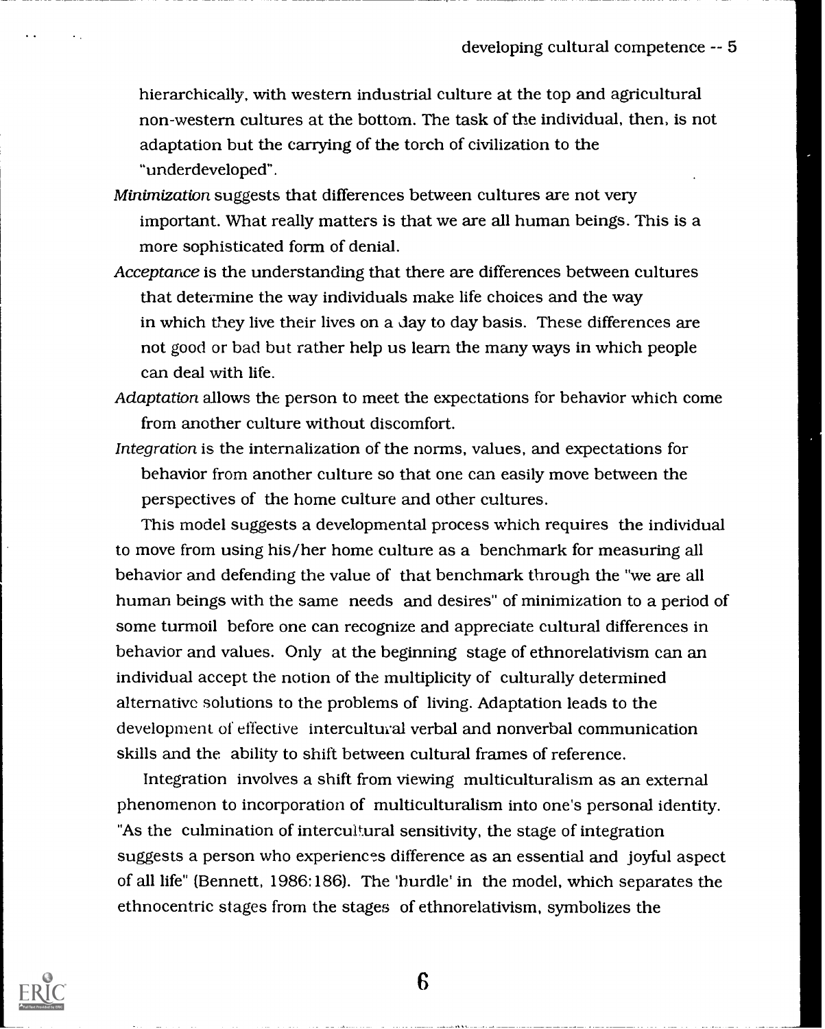hierarchically, with western industrial culture at the top and agricultural non-western cultures at the bottom. The task of the individual, then, is not adaptation but the carrying of the torch of civilization to the "underdeveloped".

*Minimization* suggests that differences between cultures are not very important. What really matters is that we are all human beings. This is a more sophisticated form of denial.

*Acceptance* is the understanding that there are differences between cultures that determine the way individuals make life choices and the way in which they live their lives on a day to day basis. These differences are not good or bad but rather help us learn the many ways in which people can deal with life.

*Adaptation* allows the person to meet the expectations for behavior which come from another culture without discomfort.

*Integration* is the internalization of the norms, values, and expectations for behavior from another culture so that one can easily move between the perspectives of the home culture and other cultures.

This model suggests a developmental process which requires the individual to move from using his/her home culture as a benchmark for measuring all behavior and defending the value of that benchmark through the "we are all human beings with the same needs and desires" of minimization to a period of some turmoil before one can recognize and appreciate cultural differences in behavior and values. Only at the beginning stage of ethnorelativism can an individual accept the notion of the multiplicity of culturally determined alternative solutions to the problems of living. Adaptation leads to the development of effective intercultural verbal and nonverbal communication skills and the ability to shift between cultural frames of reference.

Integration involves a shift from viewing multiculturalism as an external phenomenon to incorporation of multiculturalism into one's personal identity. "As the culmination of intercultural sensitivity, the stage of integration suggests a person who experiences difference as an essential and joyful aspect of all life" (Bennett, 1986:186). The 'hurdle' in the model, which separates the ethnocentric stages from the stages of ethnorelativism, symbolizes the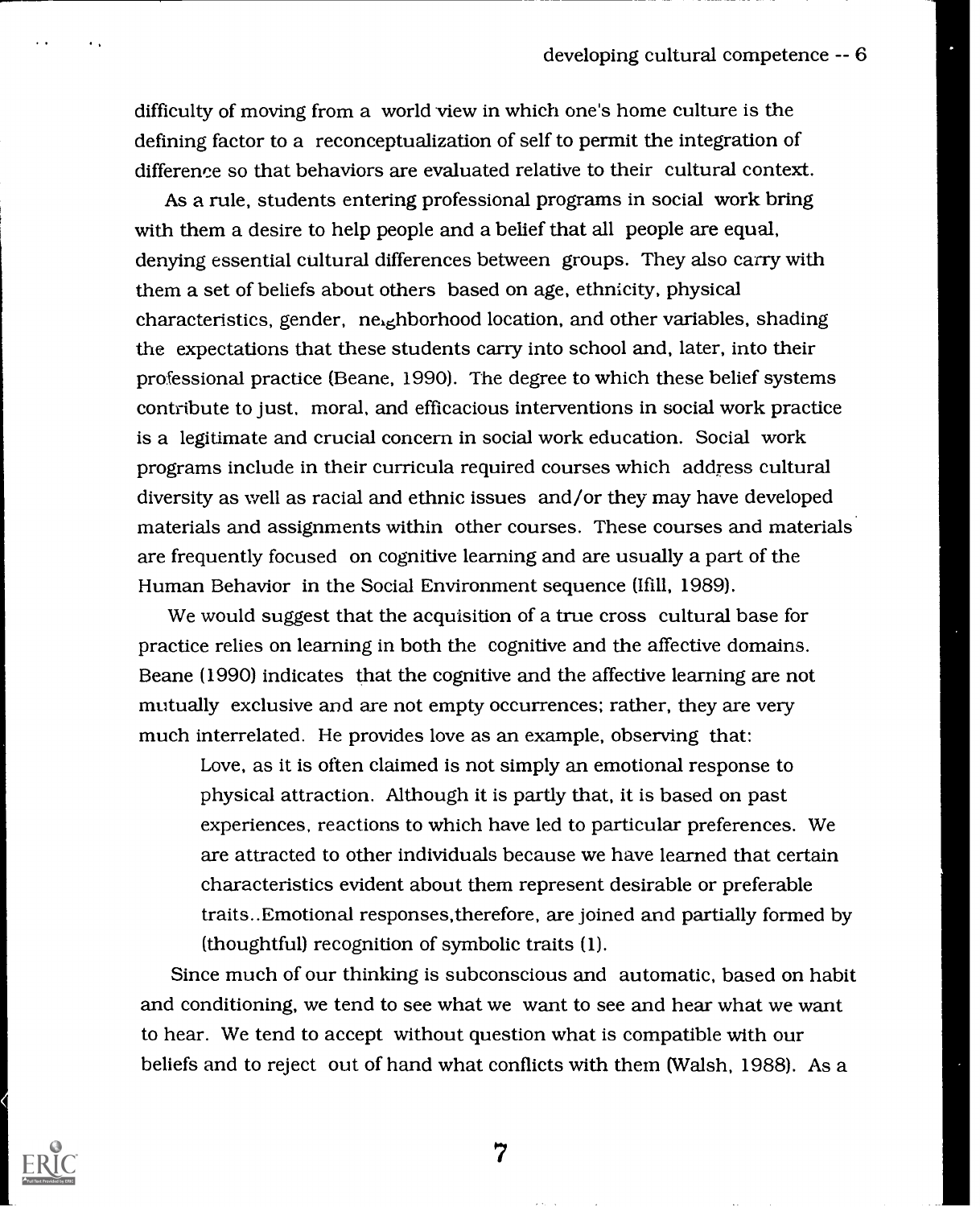difficulty of moving from a world view in which one's home culture is the defining factor to a reconceptualization of self to permit the integration of difference so that behaviors are evaluated relative to their cultural context.

As a rule, students entering professional programs in social work bring with them a desire to help people and a belief that all people are equal, denying essential cultural differences between groups. They also carry with them a set of beliefs about others based on age, ethnicity, physical characteristics, gender, neighborhood location, and other variables, shading the expectations that these students carry into school and, later, into their professional practice (Beane, 1990). The degree to which these belief systems contribute to just, moral, and efficacious interventions in social work practice is a legitimate and crucial concern in social work education. Social work programs include in their curricula required courses which address cultural diversity as well as racial and ethnic issues and/or they may have developed materials and assignments within other courses. These courses and materials are frequently focused on cognitive learning and are usually a part of the Human Behavior in the Social Environment sequence (Ifill, 1989).

We would suggest that the acquisition of a true cross cultural base for practice relies on learning in both the cognitive and the affective domains. Beane (1990) indicates that the cognitive and the affective learning are not mutually exclusive and are not empty occurrences; rather, they are very much interrelated. He provides love as an example, observing that:

> Love, as it is often claimed is not simply an emotional response to physical attraction. Although it is partly that, it is based on past experiences, reactions to which have led to particular preferences. We are attracted to other individuals because we have learned that certain characteristics evident about them represent desirable or preferable traits..Emotional responses,therefore, are joined and partially formed by (thoughtful) recognition of symbolic traits (1).

Since much of our thinking is subconscious and automatic, based on habit and conditioning, we tend to see what we want to see and hear what we want to hear. We tend to accept without question what is compatible with our beliefs and to reject out of hand what conflicts with them (Walsh, 1988). As a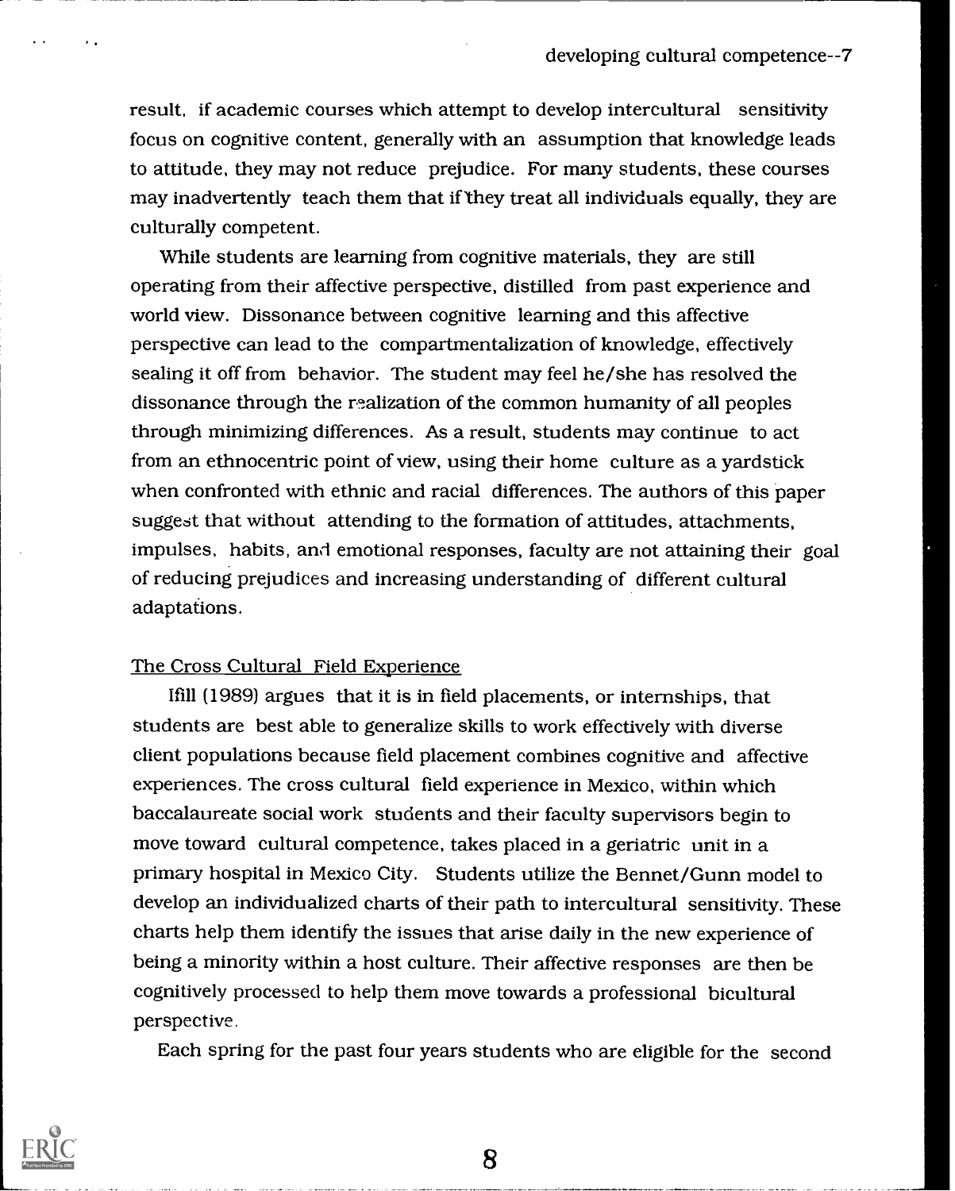result, if academic courses which attempt to develop intercultural sensitivity focus on cognitive content, generally with an assumption that knowledge leads to attitude, they may not reduce prejudice. For many students, these courses may inadvertently teach them that if they treat all individuals equally, they are culturally competent.

While students are learning from cognitive materials, they are still operating from their affective perspective, distilled from past experience and world view. Dissonance between cognitive learning and this affective perspective can lead to the compartmentalization of knowledge, effectively sealing it off from behavior. The student may feel he/she has resolved the dissonance through the realization of the common humanity of all peoples through minimizing differences. As a result, students may continue to act from an ethnocentric point of view, using their home culture as a yardstick when confronted with ethnic and racial differences. The authors of this paper suggest that without attending to the formation of attitudes, attachments, impulses, habits, and emotional responses, faculty are not attaining their goal of reducing prejudices and increasing understanding of different cultural adaptations.

## The Cross Cultural Field Experience

Ifill (1989) argues that it is in field placements, or internships, that students are best able to generalize skills to work effectively with diverse client populations because field placement combines cognitive and affective experiences. The cross cultural field experience in Mexico, within which baccalaureate social work students and their faculty supervisors begin to move toward cultural competence, takes placed in a geriatric unit in a primary hospital in Mexico City. Students utilize the Bennet/Gunn model to develop an individualized charts of their path to intercultural sensitivity. These charts help them identify the issues that arise daily in the new experience of being a minority within a host culture. Their affective responses are then be cognitively processed to help them move towards a professional bicultural perspective.

Each spring for the past four years students who are eligible for the second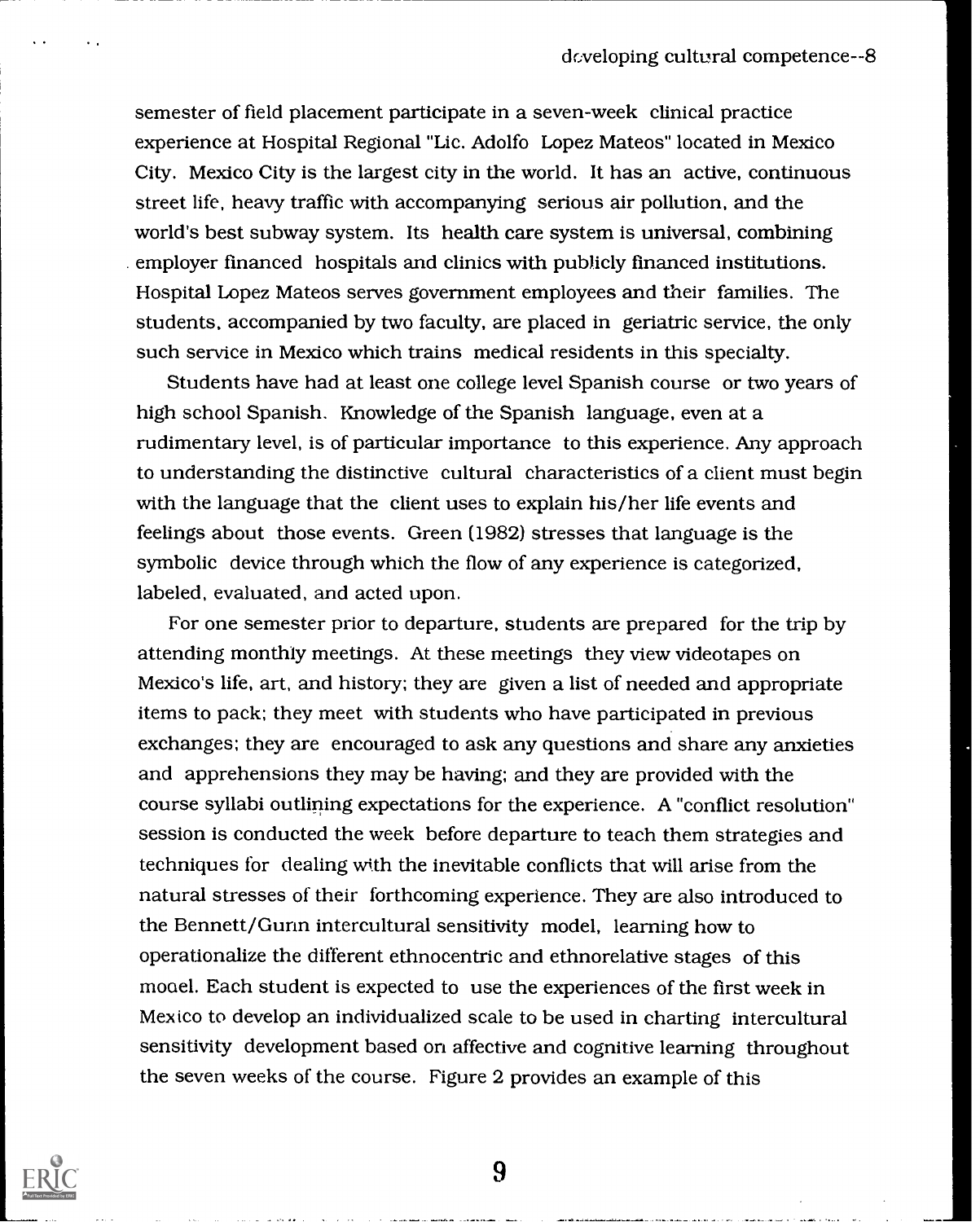semester of field placement participate in a seven-week clinical practice experience at Hospital Regional "Lic. Adolfo Lopez Mateos" located in Mexico City. Mexico City is the largest city in the world. It has an active, continuous street life, heavy traffic with accompanying serious air pollution, and the world's best subway system. Its health care system is universal, combining employer financed hospitals and clinics with publicly financed institutions. Hospital Lopez Mateos serves government employees and their families. The students, accompanied by two faculty, are placed in geriatric service, the only such service in Mexico which trains medical residents in this specialty.

Students have had at least one college level Spanish course or two years of high school Spanish. Knowledge of the Spanish language, even at a rudimentary level, is of particular importance to this experience. Any approach to understanding the distinctive cultural characteristics of a client must begin with the language that the client uses to explain his/her life events and feelings about those events. Green (1982) stresses that language is the symbolic device through which the flow of any experience is categorized, labeled, evaluated, and acted upon.

For one semester prior to departure, students are prepared for the trip by attending monthly meetings. At these meetings they view videotapes on Mexico's life, art, and history; they are given a list of needed and appropriate items to pack; they meet with students who have participated in previous exchanges; they are encouraged to ask any questions and share any anxieties and apprehensions they may be having; and they are provided with the course syllabi outlining expectations for the experience. A "conflict resolution" session is conducted the week before departure to teach them strategies and techniques for dealing with the inevitable conflicts that will arise from the natural stresses of their forthcoming experience. They are also introduced to the Bennett/Gunn intercultural sensitivity model, learning how to operationalize the different ethnocentric and ethnorelative stages of this model. Each student is expected to use the experiences of the first week in Mexico to develop an individualized scale to be used in charting intercultural sensitivity development based on affective and cognitive learning throughout the seven weeks of the course. Figure 2 provides an example of this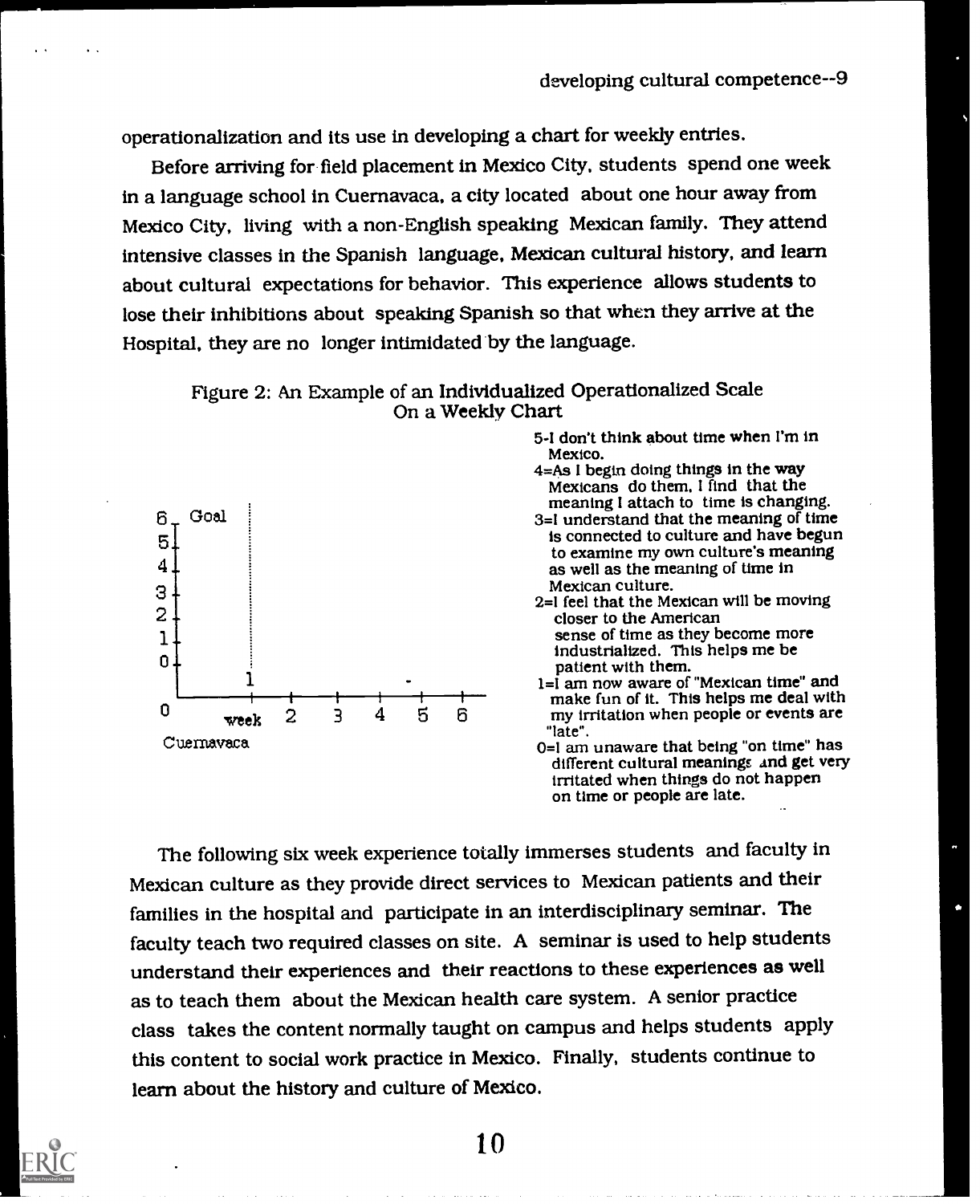operationalization and its use in developing a chart for weekly entries.

Before arriving for field placement in Mexico City, students spend one week in a language school in Cuernavaca, a city located about one hour away from Mexico City, living with a non-English speaking Mexican family. They attend intensive classes in the Spanish language, Mexican cultural history, and learn about cultural expectations for behavior. This experience allows students to lose their inhibitions about speaking Spanish so that when they arrive at the Hospital, they are no longer intimidated by the language.

Figure 2: An Example of an Individualized Operationalized Scale On a Weekly Chart

6 Goal
5
4
3
2
1
0

0 Cuernavaca | week 1 | 2 | 3 | 4 | 5 | 6

5-I don't think about time when I'm in Mexico.

4=As I begin doing things in the way Mexicans do them, I find that the meaning I attach to time is changing.

3=I understand that the meaning of time is connected to culture and have begun to examine my own culture's meaning as well as the meaning of time in Mexican culture.

2=I feel that the Mexican will be moving closer to the American sense of time as they become more industrialized. This helps me be patient with them.

1=I am now aware of "Mexican time" and make fun of it. This helps me deal with my irritation when people or events are "late".

0=I am unaware that being "on time" has different cultural meanings and get very irritated when things do not happen on time or people are late.

The following six week experience totally immerses students and faculty in Mexican culture as they provide direct services to Mexican patients and their families in the hospital and participate in an interdisciplinary seminar. The faculty teach two required classes on site. A seminar is used to help students understand their experiences and their reactions to these experiences as well as to teach them about the Mexican health care system. A senior practice class takes the content normally taught on campus and helps students apply this content to social work practice in Mexico. Finally, students continue to learn about the history and culture of Mexico.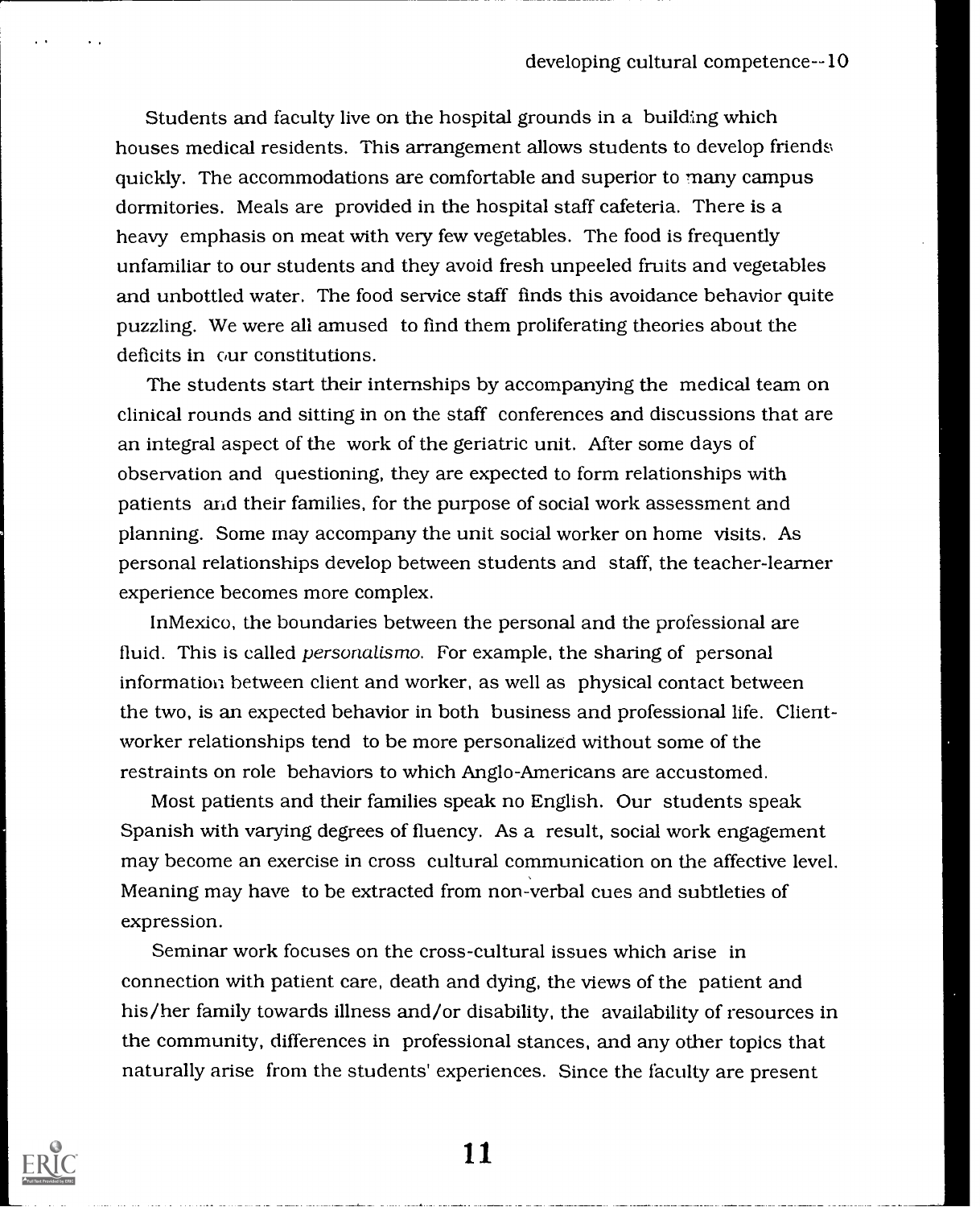Students and faculty live on the hospital grounds in a building which houses medical residents. This arrangement allows students to develop friends quickly. The accommodations are comfortable and superior to many campus dormitories. Meals are provided in the hospital staff cafeteria. There is a heavy emphasis on meat with very few vegetables. The food is frequently unfamiliar to our students and they avoid fresh unpeeled fruits and vegetables and unbottled water. The food service staff finds this avoidance behavior quite puzzling. We were all amused to find them proliferating theories about the deficits in our constitutions.

The students start their internships by accompanying the medical team on clinical rounds and sitting in on the staff conferences and discussions that are an integral aspect of the work of the geriatric unit. After some days of observation and questioning, they are expected to form relationships with patients and their families, for the purpose of social work assessment and planning. Some may accompany the unit social worker on home visits. As personal relationships develop between students and staff, the teacher-learner experience becomes more complex.

InMexico, the boundaries between the personal and the professional are fluid. This is called *personalismo*. For example, the sharing of personal information between client and worker, as well as physical contact between the two, is an expected behavior in both business and professional life. Client-worker relationships tend to be more personalized without some of the restraints on role behaviors to which Anglo-Americans are accustomed.

Most patients and their families speak no English. Our students speak Spanish with varying degrees of fluency. As a result, social work engagement may become an exercise in cross cultural communication on the affective level. Meaning may have to be extracted from non-verbal cues and subtleties of expression.

Seminar work focuses on the cross-cultural issues which arise in connection with patient care, death and dying, the views of the patient and his/her family towards illness and/or disability, the availability of resources in the community, differences in professional stances, and any other topics that naturally arise from the students' experiences. Since the faculty are present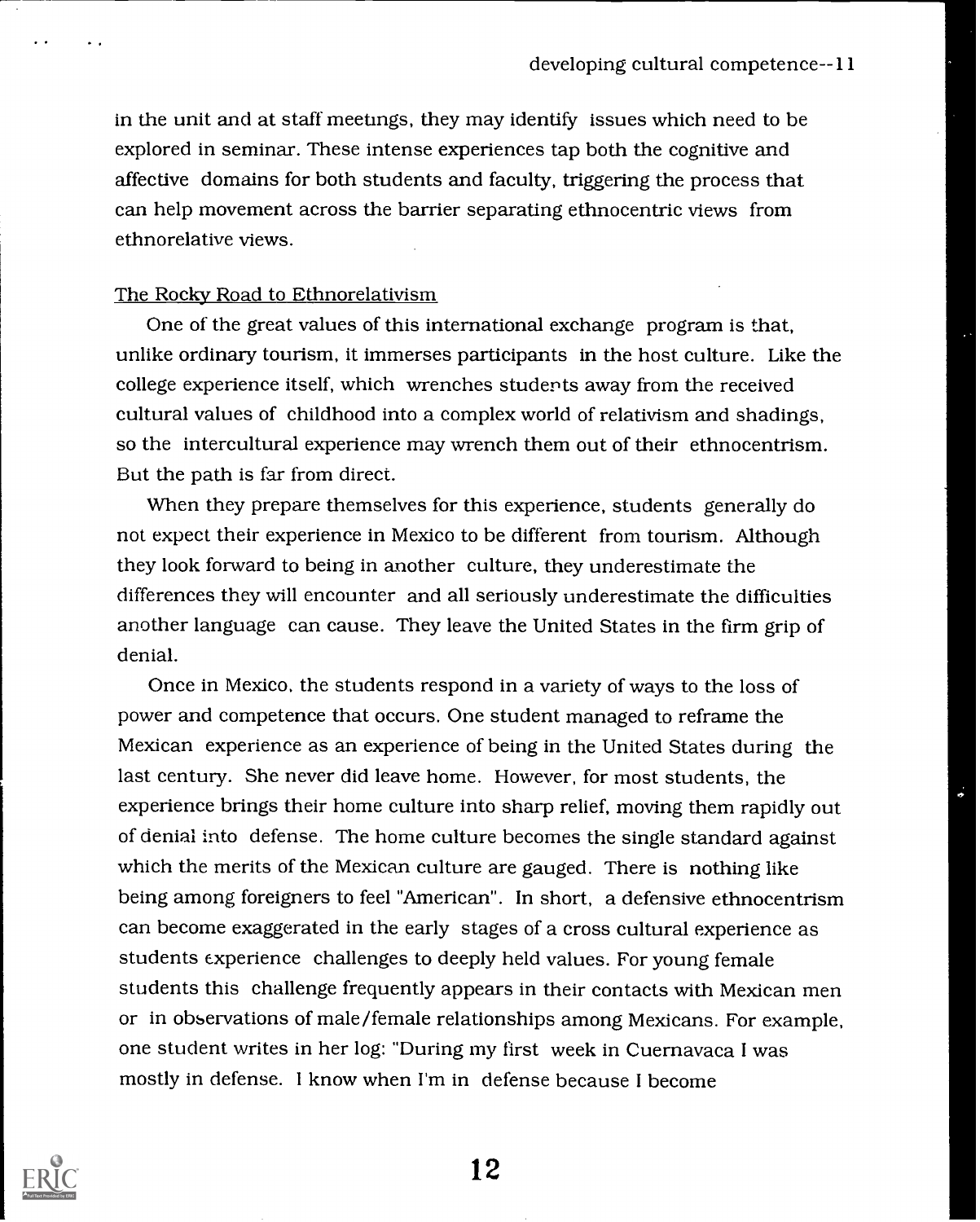in the unit and at staff meetings, they may identify issues which need to be explored in seminar. These intense experiences tap both the cognitive and affective domains for both students and faculty, triggering the process that can help movement across the barrier separating ethnocentric views from ethnorelative views.

The Rocky Road to Ethnorelativism

One of the great values of this international exchange program is that, unlike ordinary tourism, it immerses participants in the host culture. Like the college experience itself, which wrenches students away from the received cultural values of childhood into a complex world of relativism and shadings, so the intercultural experience may wrench them out of their ethnocentrism. But the path is far from direct.

When they prepare themselves for this experience, students generally do not expect their experience in Mexico to be different from tourism. Although they look forward to being in another culture, they underestimate the differences they will encounter and all seriously underestimate the difficulties another language can cause. They leave the United States in the firm grip of denial.

Once in Mexico, the students respond in a variety of ways to the loss of power and competence that occurs. One student managed to reframe the Mexican experience as an experience of being in the United States during the last century. She never did leave home. However, for most students, the experience brings their home culture into sharp relief, moving them rapidly out of denial into defense. The home culture becomes the single standard against which the merits of the Mexican culture are gauged. There is nothing like being among foreigners to feel "American". In short, a defensive ethnocentrism can become exaggerated in the early stages of a cross cultural experience as students experience challenges to deeply held values. For young female students this challenge frequently appears in their contacts with Mexican men or in observations of male/female relationships among Mexicans. For example, one student writes in her log: "During my first week in Cuernavaca I was mostly in defense. I know when I'm in defense because I become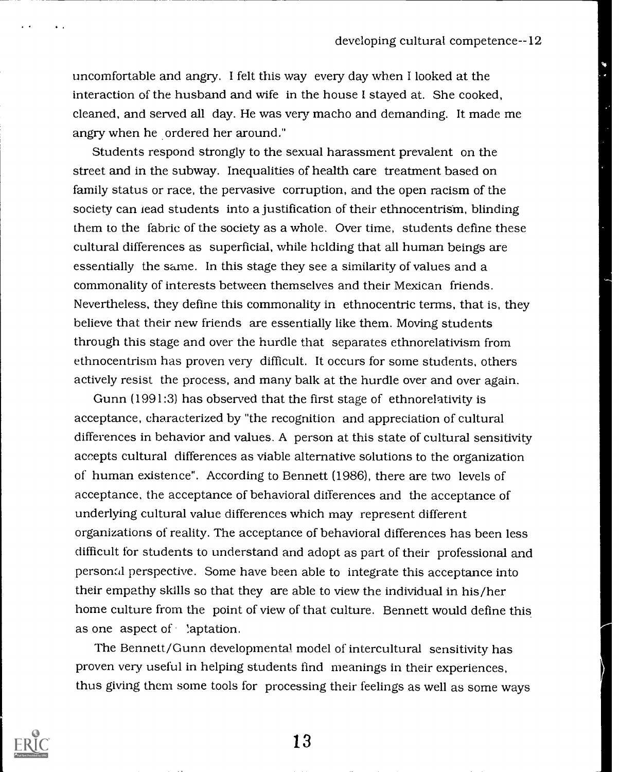uncomfortable and angry. I felt this way every day when I looked at the interaction of the husband and wife in the house I stayed at. She cooked, cleaned, and served all day. He was very macho and demanding. It made me angry when he ordered her around."

Students respond strongly to the sexual harassment prevalent on the street and in the subway. Inequalities of health care treatment based on family status or race, the pervasive corruption, and the open racism of the society can lead students into a justification of their ethnocentrism, blinding them to the fabric of the society as a whole. Over time, students define these cultural differences as superficial, while holding that all human beings are essentially the same. In this stage they see a similarity of values and a commonality of interests between themselves and their Mexican friends. Nevertheless, they define this commonality in ethnocentric terms, that is, they believe that their new friends are essentially like them. Moving students through this stage and over the hurdle that separates ethnorelativism from ethnocentrism has proven very difficult. It occurs for some students, others actively resist the process, and many balk at the hurdle over and over again.

Gunn (1991:3) has observed that the first stage of ethnorelativity is acceptance, characterized by "the recognition and appreciation of cultural differences in behavior and values. A person at this state of cultural sensitivity accepts cultural differences as viable alternative solutions to the organization of human existence". According to Bennett (1986), there are two levels of acceptance, the acceptance of behavioral differences and the acceptance of underlying cultural value differences which may represent different organizations of reality. The acceptance of behavioral differences has been less difficult for students to understand and adopt as part of their professional and personal perspective. Some have been able to integrate this acceptance into their empathy skills so that they are able to view the individual in his/her home culture from the point of view of that culture. Bennett would define this as one aspect of adaptation.

The Bennett/Gunn developmental model of intercultural sensitivity has proven very useful in helping students find meanings in their experiences, thus giving them some tools for processing their feelings as well as some ways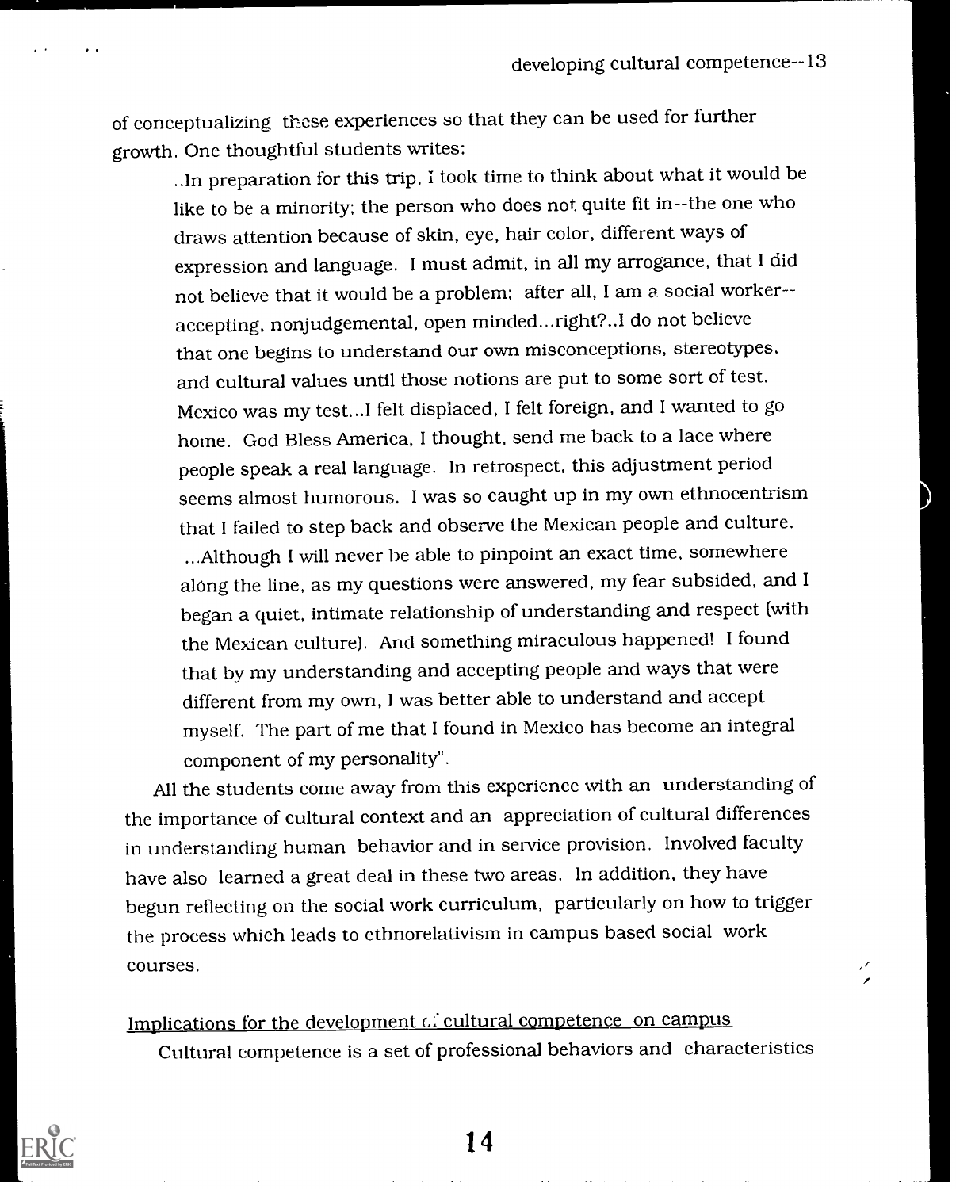of conceptualizing these experiences so that they can be used for further growth. One thoughtful students writes:

> ..In preparation for this trip, I took time to think about what it would be like to be a minority; the person who does not quite fit in--the one who draws attention because of skin, eye, hair color, different ways of expression and language. I must admit, in all my arrogance, that I did not believe that it would be a problem; after all, I am a social worker--accepting, nonjudgemental, open minded...right?..I do not believe that one begins to understand our own misconceptions, stereotypes, and cultural values until those notions are put to some sort of test. Mexico was my test...I felt displaced, I felt foreign, and I wanted to go home. God Bless America, I thought, send me back to a lace where people speak a real language. In retrospect, this adjustment period seems almost humorous. I was so caught up in my own ethnocentrism that I failed to step back and observe the Mexican people and culture. ...Although I will never be able to pinpoint an exact time, somewhere along the line, as my questions were answered, my fear subsided, and I began a quiet, intimate relationship of understanding and respect (with the Mexican culture). And something miraculous happened! I found that by my understanding and accepting people and ways that were different from my own, I was better able to understand and accept myself. The part of me that I found in Mexico has become an integral component of my personality".

All the students come away from this experience with an understanding of the importance of cultural context and an appreciation of cultural differences in understanding human behavior and in service provision. Involved faculty have also learned a great deal in these two areas. In addition, they have begun reflecting on the social work curriculum, particularly on how to trigger the process which leads to ethnorelativism in campus based social work courses.

<u>Implications for the development of cultural competence on campus</u>

Cultural competence is a set of professional behaviors and characteristics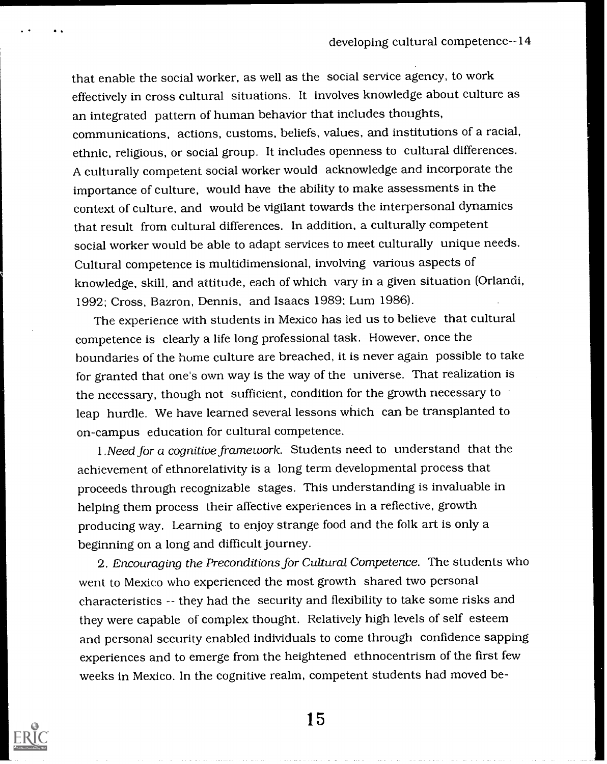that enable the social worker, as well as the social service agency, to work effectively in cross cultural situations. It involves knowledge about culture as an integrated pattern of human behavior that includes thoughts, communications, actions, customs, beliefs, values, and institutions of a racial, ethnic, religious, or social group. It includes openness to cultural differences. A culturally competent social worker would acknowledge and incorporate the importance of culture, would have the ability to make assessments in the context of culture, and would be vigilant towards the interpersonal dynamics that result from cultural differences. In addition, a culturally competent social worker would be able to adapt services to meet culturally unique needs. Cultural competence is multidimensional, involving various aspects of knowledge, skill, and attitude, each of which vary in a given situation (Orlandi, 1992; Cross, Bazron, Dennis, and Isaacs 1989; Lum 1986).

The experience with students in Mexico has led us to believe that cultural competence is clearly a life long professional task. However, once the boundaries of the home culture are breached, it is never again possible to take for granted that one's own way is the way of the universe. That realization is the necessary, though not sufficient, condition for the growth necessary to leap hurdle. We have learned several lessons which can be transplanted to on-campus education for cultural competence.

1. *Need for a cognitive framework.* Students need to understand that the achievement of ethnorelativity is a long term developmental process that proceeds through recognizable stages. This understanding is invaluable in helping them process their affective experiences in a reflective, growth producing way. Learning to enjoy strange food and the folk art is only a beginning on a long and difficult journey.

2. *Encouraging the Preconditions for Cultural Competence.* The students who went to Mexico who experienced the most growth shared two personal characteristics -- they had the security and flexibility to take some risks and they were capable of complex thought. Relatively high levels of self esteem and personal security enabled individuals to come through confidence sapping experiences and to emerge from the heightened ethnocentrism of the first few weeks in Mexico. In the cognitive realm, competent students had moved be-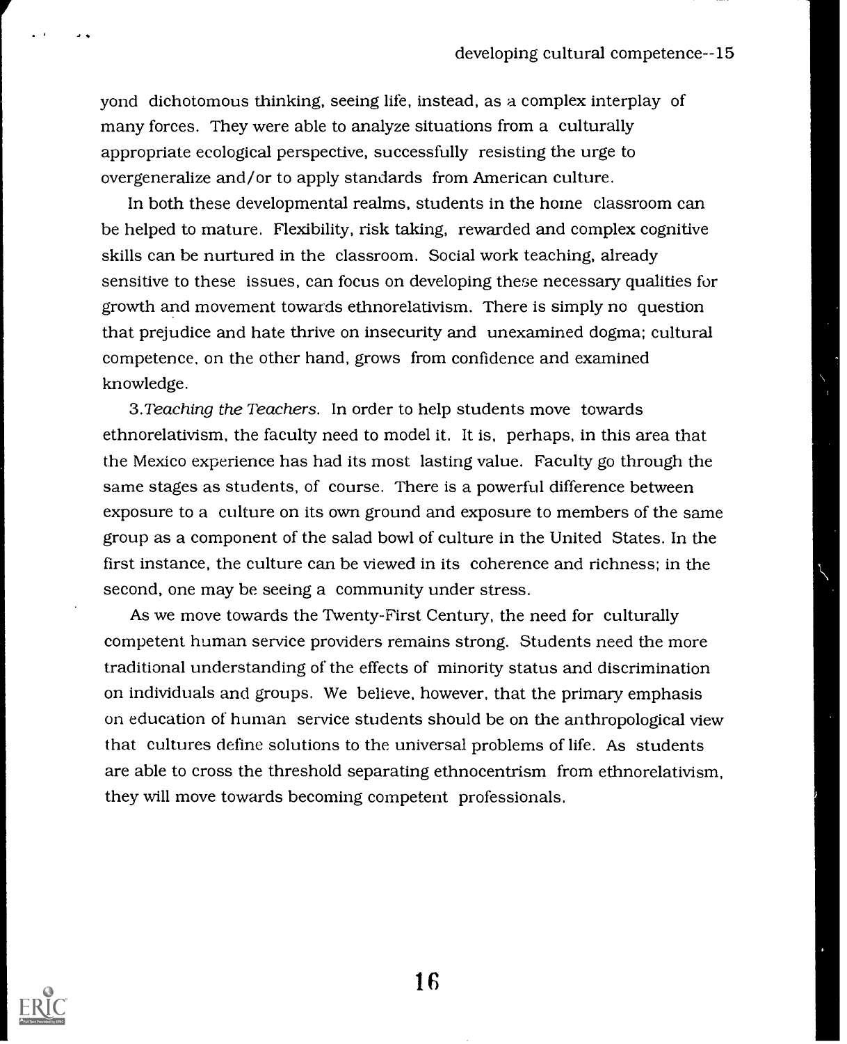yond dichotomous thinking, seeing life, instead, as a complex interplay of many forces. They were able to analyze situations from a culturally appropriate ecological perspective, successfully resisting the urge to overgeneralize and/or to apply standards from American culture.

In both these developmental realms, students in the home classroom can be helped to mature. Flexibility, risk taking, rewarded and complex cognitive skills can be nurtured in the classroom. Social work teaching, already sensitive to these issues, can focus on developing these necessary qualities for growth and movement towards ethnorelativism. There is simply no question that prejudice and hate thrive on insecurity and unexamined dogma; cultural competence, on the other hand, grows from confidence and examined knowledge.

3. *Teaching the Teachers*. In order to help students move towards ethnorelativism, the faculty need to model it. It is, perhaps, in this area that the Mexico experience has had its most lasting value. Faculty go through the same stages as students, of course. There is a powerful difference between exposure to a culture on its own ground and exposure to members of the same group as a component of the salad bowl of culture in the United States. In the first instance, the culture can be viewed in its coherence and richness; in the second, one may be seeing a community under stress.

As we move towards the Twenty-First Century, the need for culturally competent human service providers remains strong. Students need the more traditional understanding of the effects of minority status and discrimination on individuals and groups. We believe, however, that the primary emphasis on education of human service students should be on the anthropological view that cultures define solutions to the universal problems of life. As students are able to cross the threshold separating ethnocentrism from ethnorelativism, they will move towards becoming competent professionals.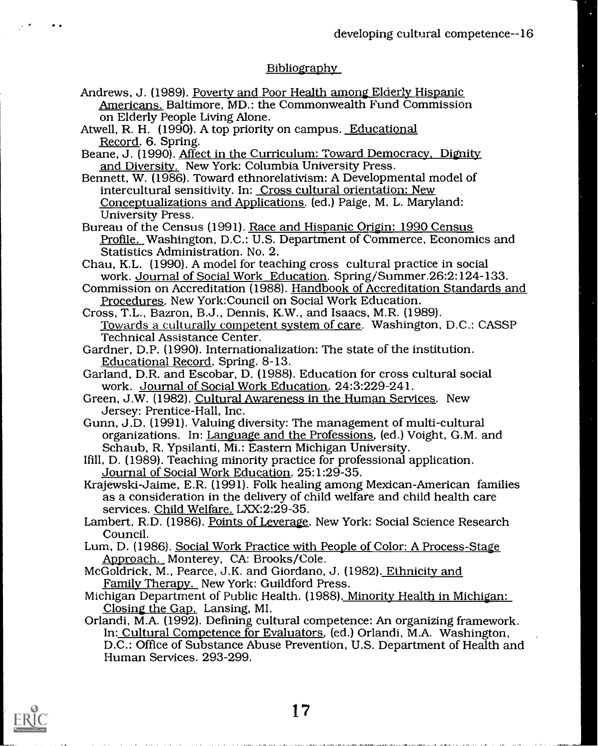## Bibliography

Andrews, J. (1989). Poverty and Poor Health among Elderly Hispanic Americans. Baltimore, MD.: the Commonwealth Fund Commission on Elderly People Living Alone.

Atwell, R. H. (1990). A top priority on campus. Educational Record. 6. Spring.

Beane, J. (1990). Affect in the Curriculum: Toward Democracy, Dignity and Diversity. New York: Columbia University Press.

Bennett, W. (1986). Toward ethnorelativism: A Developmental model of intercultural sensitivity. In: Cross cultural orientation: New Conceptualizations and Applications. (ed.) Paige, M. L. Maryland: University Press.

Bureau of the Census (1991). Race and Hispanic Origin: 1990 Census Profile. Washington, D.C.: U.S. Department of Commerce, Economics and Statistics Administration. No. 2.

Chau, K.L. (1990). A model for teaching cross cultural practice in social work. Journal of Social Work Education. Spring/Summer.26:2:124-133.

Commission on Accreditation (1988). Handbook of Accreditation Standards and Procedures. New York:Council on Social Work Education.

Cross, T.L., Bazron, B.J., Dennis, K.W., and Isaacs, M.R. (1989). Towards a culturally competent system of care. Washington, D.C.: CASSP Technical Assistance Center.

Gardner, D.P. (1990). Internationalization: The state of the institution. Educational Record. Spring. 8-13.

Garland, D.R. and Escobar, D. (1988). Education for cross cultural social work. Journal of Social Work Education. 24:3:229-241.

Green, J.W. (1982). Cultural Awareness in the Human Services. New Jersey: Prentice-Hall, Inc.

Gunn, J.D. (1991). Valuing diversity: The management of multi-cultural organizations. In: Language and the Professions, (ed.) Voight, G.M. and Schaub, R. Ypsilanti, Mi.: Eastern Michigan University.

Ifill, D. (1989). Teaching minority practice for professional application. Journal of Social Work Education. 25:1:29-35.

Krajewski-Jaime, E.R. (1991). Folk healing among Mexican-American families as a consideration in the delivery of child welfare and child health care services. Child Welfare. LXX:2:29-35.

Lambert, R.D. (1986). Points of Leverage. New York: Social Science Research Council.

Lum, D. (1986). Social Work Practice with People of Color: A Process-Stage Approach. Monterey, CA: Brooks/Cole.

McGoldrick, M., Pearce, J.K. and Giordano, J. (1982). Ethnicity and Family Therapy. New York: Guildford Press.

Michigan Department of Public Health. (1988). Minority Health in Michigan: Closing the Gap. Lansing, MI.

Orlandi, M.A. (1992). Defining cultural competence: An organizing framework. In: Cultural Competence for Evaluators, (ed.) Orlandi, M.A. Washington, D.C.: Office of Substance Abuse Prevention, U.S. Department of Health and Human Services. 293-299.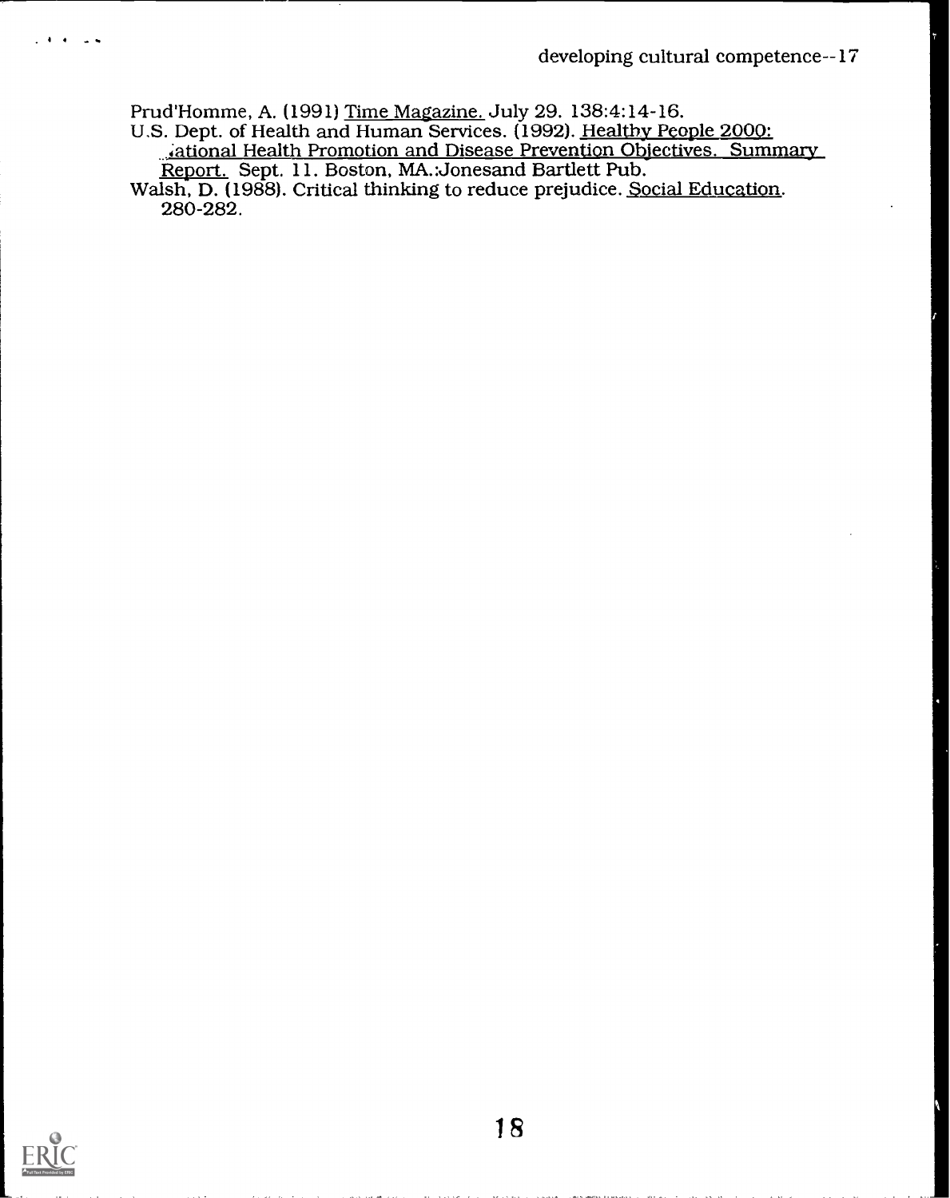Prud'Homme, A. (1991) Time Magazine. July 29. 138:4:14-16.

U.S. Dept. of Health and Human Services. (1992). Healthy People 2000: National Health Promotion and Disease Prevention Objectives. Summary Report. Sept. 11. Boston, MA.:Jonesand Bartlett Pub.

Walsh, D. (1988). Critical thinking to reduce prejudice. Social Education. 280-282.